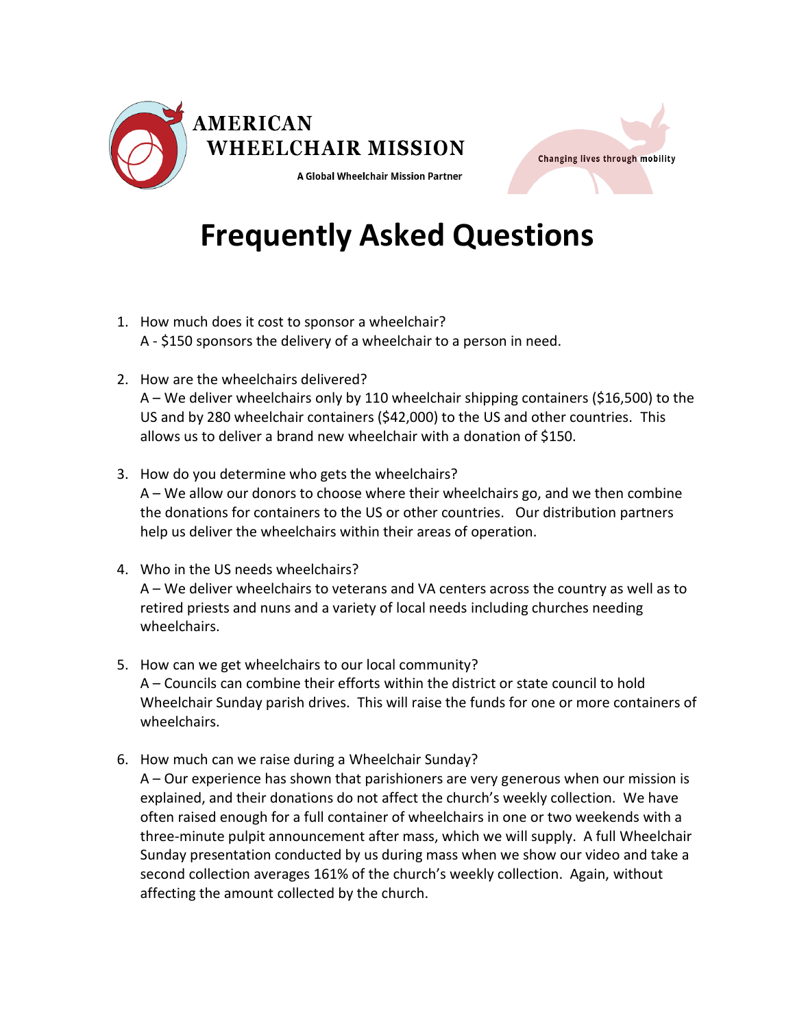AMERICAN
WHEELCHAIR MISSION

A Global Wheelchair Mission Partner

Changing lives through mobility

# Frequently Asked Questions

1. How much does it cost to sponsor a wheelchair?
   A - $150 sponsors the delivery of a wheelchair to a person in need.

2. How are the wheelchairs delivered?
   A – We deliver wheelchairs only by 110 wheelchair shipping containers ($16,500) to the US and by 280 wheelchair containers ($42,000) to the US and other countries. This allows us to deliver a brand new wheelchair with a donation of $150.

3. How do you determine who gets the wheelchairs?
   A – We allow our donors to choose where their wheelchairs go, and we then combine the donations for containers to the US or other countries. Our distribution partners help us deliver the wheelchairs within their areas of operation.

4. Who in the US needs wheelchairs?
   A – We deliver wheelchairs to veterans and VA centers across the country as well as to retired priests and nuns and a variety of local needs including churches needing wheelchairs.

5. How can we get wheelchairs to our local community?
   A – Councils can combine their efforts within the district or state council to hold Wheelchair Sunday parish drives. This will raise the funds for one or more containers of wheelchairs.

6. How much can we raise during a Wheelchair Sunday?
   A – Our experience has shown that parishioners are very generous when our mission is explained, and their donations do not affect the church's weekly collection. We have often raised enough for a full container of wheelchairs in one or two weekends with a three-minute pulpit announcement after mass, which we will supply. A full Wheelchair Sunday presentation conducted by us during mass when we show our video and take a second collection averages 161% of the church's weekly collection. Again, without affecting the amount collected by the church.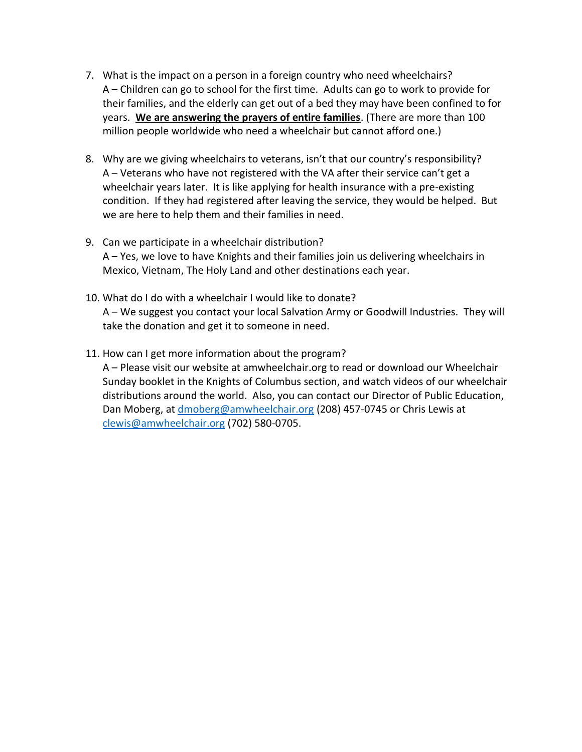7. What is the impact on a person in a foreign country who need wheelchairs?
   A – Children can go to school for the first time. Adults can go to work to provide for their families, and the elderly can get out of a bed they may have been confined to for years. **We are answering the prayers of entire families**. (There are more than 100 million people worldwide who need a wheelchair but cannot afford one.)

8. Why are we giving wheelchairs to veterans, isn't that our country's responsibility?
   A – Veterans who have not registered with the VA after their service can't get a wheelchair years later. It is like applying for health insurance with a pre-existing condition. If they had registered after leaving the service, they would be helped. But we are here to help them and their families in need.

9. Can we participate in a wheelchair distribution?
   A – Yes, we love to have Knights and their families join us delivering wheelchairs in Mexico, Vietnam, The Holy Land and other destinations each year.

10. What do I do with a wheelchair I would like to donate?
    A – We suggest you contact your local Salvation Army or Goodwill Industries. They will take the donation and get it to someone in need.

11. How can I get more information about the program?
    A – Please visit our website at amwheelchair.org to read or download our Wheelchair Sunday booklet in the Knights of Columbus section, and watch videos of our wheelchair distributions around the world. Also, you can contact our Director of Public Education, Dan Moberg, at dmoberg@amwheelchair.org (208) 457-0745 or Chris Lewis at clewis@amwheelchair.org (702) 580-0705.